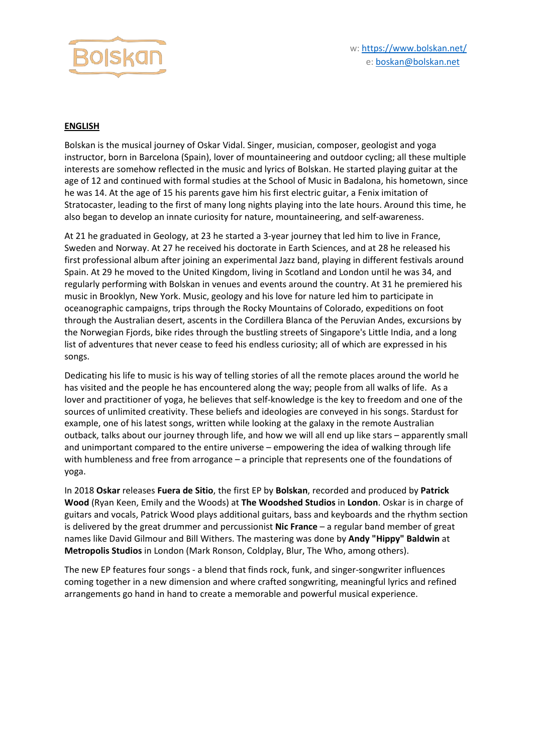Bolskan

w: [https://www.bolskan.net/](https://www.bolskan.net/)
e: [boskan@bolskan.net](mailto:boskan@bolskan.net)

## ENGLISH

Bolskan is the musical journey of Oskar Vidal. Singer, musician, composer, geologist and yoga instructor, born in Barcelona (Spain), lover of mountaineering and outdoor cycling; all these multiple interests are somehow reflected in the music and lyrics of Bolskan. He started playing guitar at the age of 12 and continued with formal studies at the School of Music in Badalona, his hometown, since he was 14. At the age of 15 his parents gave him his first electric guitar, a Fenix imitation of Stratocaster, leading to the first of many long nights playing into the late hours. Around this time, he also began to develop an innate curiosity for nature, mountaineering, and self-awareness.

At 21 he graduated in Geology, at 23 he started a 3-year journey that led him to live in France, Sweden and Norway. At 27 he received his doctorate in Earth Sciences, and at 28 he released his first professional album after joining an experimental Jazz band, playing in different festivals around Spain. At 29 he moved to the United Kingdom, living in Scotland and London until he was 34, and regularly performing with Bolskan in venues and events around the country. At 31 he premiered his music in Brooklyn, New York. Music, geology and his love for nature led him to participate in oceanographic campaigns, trips through the Rocky Mountains of Colorado, expeditions on foot through the Australian desert, ascents in the Cordillera Blanca of the Peruvian Andes, excursions by the Norwegian Fjords, bike rides through the bustling streets of Singapore's Little India, and a long list of adventures that never cease to feed his endless curiosity; all of which are expressed in his songs.

Dedicating his life to music is his way of telling stories of all the remote places around the world he has visited and the people he has encountered along the way; people from all walks of life. As a lover and practitioner of yoga, he believes that self-knowledge is the key to freedom and one of the sources of unlimited creativity. These beliefs and ideologies are conveyed in his songs. Stardust for example, one of his latest songs, written while looking at the galaxy in the remote Australian outback, talks about our journey through life, and how we will all end up like stars – apparently small and unimportant compared to the entire universe – empowering the idea of walking through life with humbleness and free from arrogance – a principle that represents one of the foundations of yoga.

In 2018 **Oskar** releases **Fuera de Sitio**, the first EP by **Bolskan**, recorded and produced by **Patrick Wood** (Ryan Keen, Emily and the Woods) at **The Woodshed Studios** in **London**. Oskar is in charge of guitars and vocals, Patrick Wood plays additional guitars, bass and keyboards and the rhythm section is delivered by the great drummer and percussionist **Nic France** – a regular band member of great names like David Gilmour and Bill Withers. The mastering was done by **Andy "Hippy" Baldwin** at **Metropolis Studios** in London (Mark Ronson, Coldplay, Blur, The Who, among others).

The new EP features four songs - a blend that finds rock, funk, and singer-songwriter influences coming together in a new dimension and where crafted songwriting, meaningful lyrics and refined arrangements go hand in hand to create a memorable and powerful musical experience.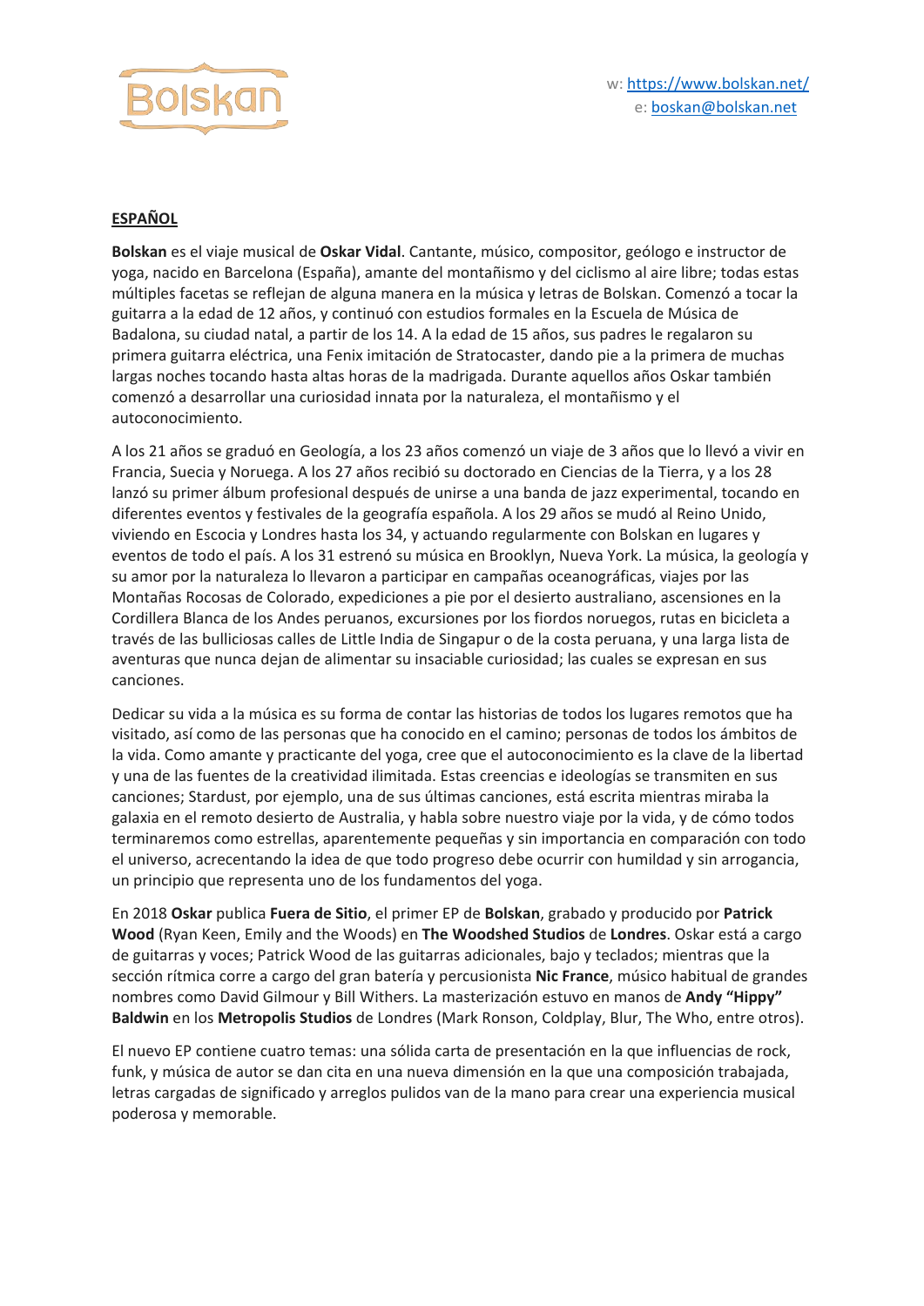Bolskan

w: https://www.bolskan.net/
e: bolskan@bolskan.net

**ESPAÑOL**

**Bolskan** es el viaje musical de **Oskar Vidal**. Cantante, músico, compositor, geólogo e instructor de yoga, nacido en Barcelona (España), amante del montañismo y del ciclismo al aire libre; todas estas múltiples facetas se reflejan de alguna manera en la música y letras de Bolskan. Comenzó a tocar la guitarra a la edad de 12 años, y continuó con estudios formales en la Escuela de Música de Badalona, su ciudad natal, a partir de los 14. A la edad de 15 años, sus padres le regalaron su primera guitarra eléctrica, una Fenix imitación de Stratocaster, dando pie a la primera de muchas largas noches tocando hasta altas horas de la madrigada. Durante aquellos años Oskar también comenzó a desarrollar una curiosidad innata por la naturaleza, el montañismo y el autoconocimiento.

A los 21 años se graduó en Geología, a los 23 años comenzó un viaje de 3 años que lo llevó a vivir en Francia, Suecia y Noruega. A los 27 años recibió su doctorado en Ciencias de la Tierra, y a los 28 lanzó su primer álbum profesional después de unirse a una banda de jazz experimental, tocando en diferentes eventos y festivales de la geografía española. A los 29 años se mudó al Reino Unido, viviendo en Escocia y Londres hasta los 34, y actuando regularmente con Bolskan en lugares y eventos de todo el país. A los 31 estrenó su música en Brooklyn, Nueva York. La música, la geología y su amor por la naturaleza lo llevaron a participar en campañas oceanográficas, viajes por las Montañas Rocosas de Colorado, expediciones a pie por el desierto australiano, ascensiones en la Cordillera Blanca de los Andes peruanos, excursiones por los fiordos noruegos, rutas en bicicleta a través de las bulliciosas calles de Little India de Singapur o de la costa peruana, y una larga lista de aventuras que nunca dejan de alimentar su insaciable curiosidad; las cuales se expresan en sus canciones.

Dedicar su vida a la música es su forma de contar las historias de todos los lugares remotos que ha visitado, así como de las personas que ha conocido en el camino; personas de todos los ámbitos de la vida. Como amante y practicante del yoga, cree que el autoconocimiento es la clave de la libertad y una de las fuentes de la creatividad ilimitada. Estas creencias e ideologías se transmiten en sus canciones; Stardust, por ejemplo, una de sus últimas canciones, está escrita mientras miraba la galaxia en el remoto desierto de Australia, y habla sobre nuestro viaje por la vida, y de cómo todos terminaremos como estrellas, aparentemente pequeñas y sin importancia en comparación con todo el universo, acrecentando la idea de que todo progreso debe ocurrir con humildad y sin arrogancia, un principio que representa uno de los fundamentos del yoga.

En 2018 **Oskar** publica **Fuera de Sitio**, el primer EP de **Bolskan**, grabado y producido por **Patrick Wood** (Ryan Keen, Emily and the Woods) en **The Woodshed Studios** de **Londres**. Oskar está a cargo de guitarras y voces; Patrick Wood de las guitarras adicionales, bajo y teclados; mientras que la sección rítmica corre a cargo del gran batería y percusionista **Nic France**, músico habitual de grandes nombres como David Gilmour y Bill Withers. La masterización estuvo en manos de **Andy "Hippy" Baldwin** en los **Metropolis Studios** de Londres (Mark Ronson, Coldplay, Blur, The Who, entre otros).

El nuevo EP contiene cuatro temas: una sólida carta de presentación en la que influencias de rock, funk, y música de autor se dan cita en una nueva dimensión en la que una composición trabajada, letras cargadas de significado y arreglos pulidos van de la mano para crear una experiencia musical poderosa y memorable.